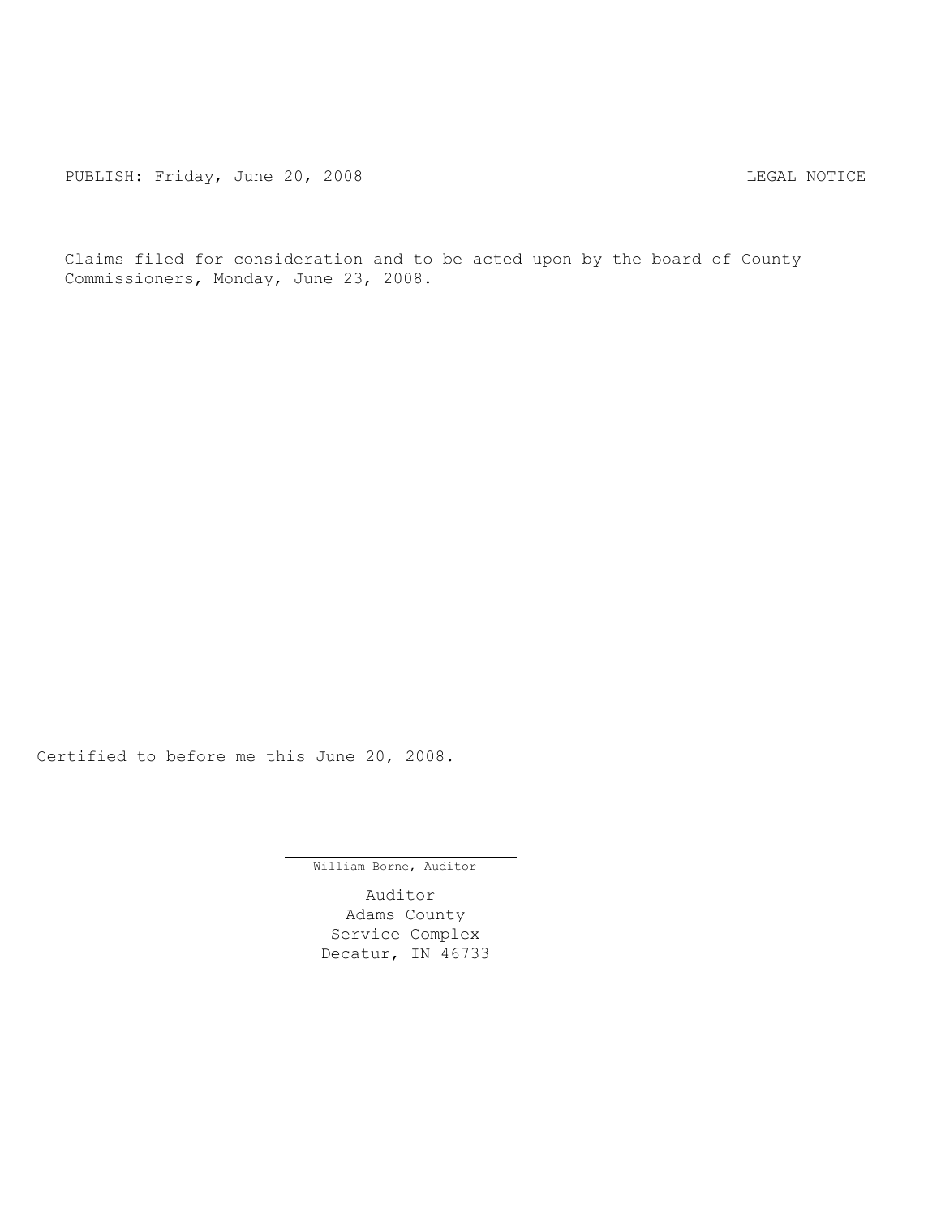PUBLISH: Friday, June 20, 2008 LEGAL NOTICE

Claims filed for consideration and to be acted upon by the board of County Commissioners, Monday, June 23, 2008.

Certified to before me this June 20, 2008.

William Borne, Auditor

Auditor
Adams County
Service Complex
Decatur, IN 46733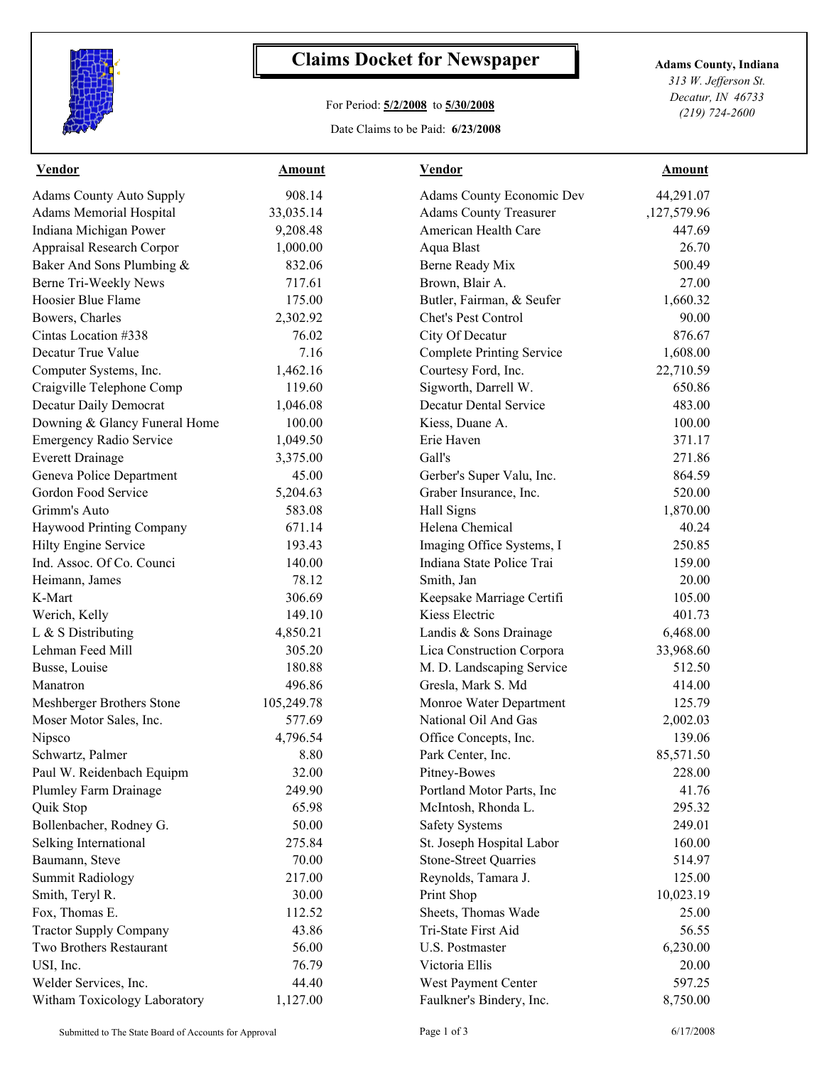# Claims Docket for Newspaper

For Period: **5/2/2008** to **5/30/2008**

Date Claims to be Paid: **6/23/2008**

**Adams County, Indiana**
*313 W. Jefferson St.*
*Decatur, IN 46733*
*(219) 724-2600*

| Vendor | Amount | Vendor | Amount |
|---|---|---|---|
| Adams County Auto Supply | 908.14 | Adams County Economic Dev | 44,291.07 |
| Adams Memorial Hospital | 33,035.14 | Adams County Treasurer | ,127,579.96 |
| Indiana Michigan Power | 9,208.48 | American Health Care | 447.69 |
| Appraisal Research Corpor | 1,000.00 | Aqua Blast | 26.70 |
| Baker And Sons Plumbing & | 832.06 | Berne Ready Mix | 500.49 |
| Berne Tri-Weekly News | 717.61 | Brown, Blair A. | 27.00 |
| Hoosier Blue Flame | 175.00 | Butler, Fairman, & Seufer | 1,660.32 |
| Bowers, Charles | 2,302.92 | Chet's Pest Control | 90.00 |
| Cintas Location #338 | 76.02 | City Of Decatur | 876.67 |
| Decatur True Value | 7.16 | Complete Printing Service | 1,608.00 |
| Computer Systems, Inc. | 1,462.16 | Courtesy Ford, Inc. | 22,710.59 |
| Craigville Telephone Comp | 119.60 | Sigworth, Darrell W. | 650.86 |
| Decatur Daily Democrat | 1,046.08 | Decatur Dental Service | 483.00 |
| Downing & Glancy Funeral Home | 100.00 | Kiess, Duane A. | 100.00 |
| Emergency Radio Service | 1,049.50 | Erie Haven | 371.17 |
| Everett Drainage | 3,375.00 | Gall's | 271.86 |
| Geneva Police Department | 45.00 | Gerber's Super Valu, Inc. | 864.59 |
| Gordon Food Service | 5,204.63 | Graber Insurance, Inc. | 520.00 |
| Grimm's Auto | 583.08 | Hall Signs | 1,870.00 |
| Haywood Printing Company | 671.14 | Helena Chemical | 40.24 |
| Hilty Engine Service | 193.43 | Imaging Office Systems, I | 250.85 |
| Ind. Assoc. Of Co. Counci | 140.00 | Indiana State Police Trai | 159.00 |
| Heimann, James | 78.12 | Smith, Jan | 20.00 |
| K-Mart | 306.69 | Keepsake Marriage Certifi | 105.00 |
| Werich, Kelly | 149.10 | Kiess Electric | 401.73 |
| L & S Distributing | 4,850.21 | Landis & Sons Drainage | 6,468.00 |
| Lehman Feed Mill | 305.20 | Lica Construction Corpora | 33,968.60 |
| Busse, Louise | 180.88 | M. D. Landscaping Service | 512.50 |
| Manatron | 496.86 | Gresla, Mark S. Md | 414.00 |
| Meshberger Brothers Stone | 105,249.78 | Monroe Water Department | 125.79 |
| Moser Motor Sales, Inc. | 577.69 | National Oil And Gas | 2,002.03 |
| Nipsco | 4,796.54 | Office Concepts, Inc. | 139.06 |
| Schwartz, Palmer | 8.80 | Park Center, Inc. | 85,571.50 |
| Paul W. Reidenbach Equipm | 32.00 | Pitney-Bowes | 228.00 |
| Plumley Farm Drainage | 249.90 | Portland Motor Parts, Inc | 41.76 |
| Quik Stop | 65.98 | McIntosh, Rhonda L. | 295.32 |
| Bollenbacher, Rodney G. | 50.00 | Safety Systems | 249.01 |
| Selking International | 275.84 | St. Joseph Hospital Labor | 160.00 |
| Baumann, Steve | 70.00 | Stone-Street Quarries | 514.97 |
| Summit Radiology | 217.00 | Reynolds, Tamara J. | 125.00 |
| Smith, Teryl R. | 30.00 | Print Shop | 10,023.19 |
| Fox, Thomas E. | 112.52 | Sheets, Thomas Wade | 25.00 |
| Tractor Supply Company | 43.86 | Tri-State First Aid | 56.55 |
| Two Brothers Restaurant | 56.00 | U.S. Postmaster | 6,230.00 |
| USI, Inc. | 76.79 | Victoria Ellis | 20.00 |
| Welder Services, Inc. | 44.40 | West Payment Center | 597.25 |
| Witham Toxicology Laboratory | 1,127.00 | Faulkner's Bindery, Inc. | 8,750.00 |

Submitted to The State Board of Accounts for Approval — 6/17/2008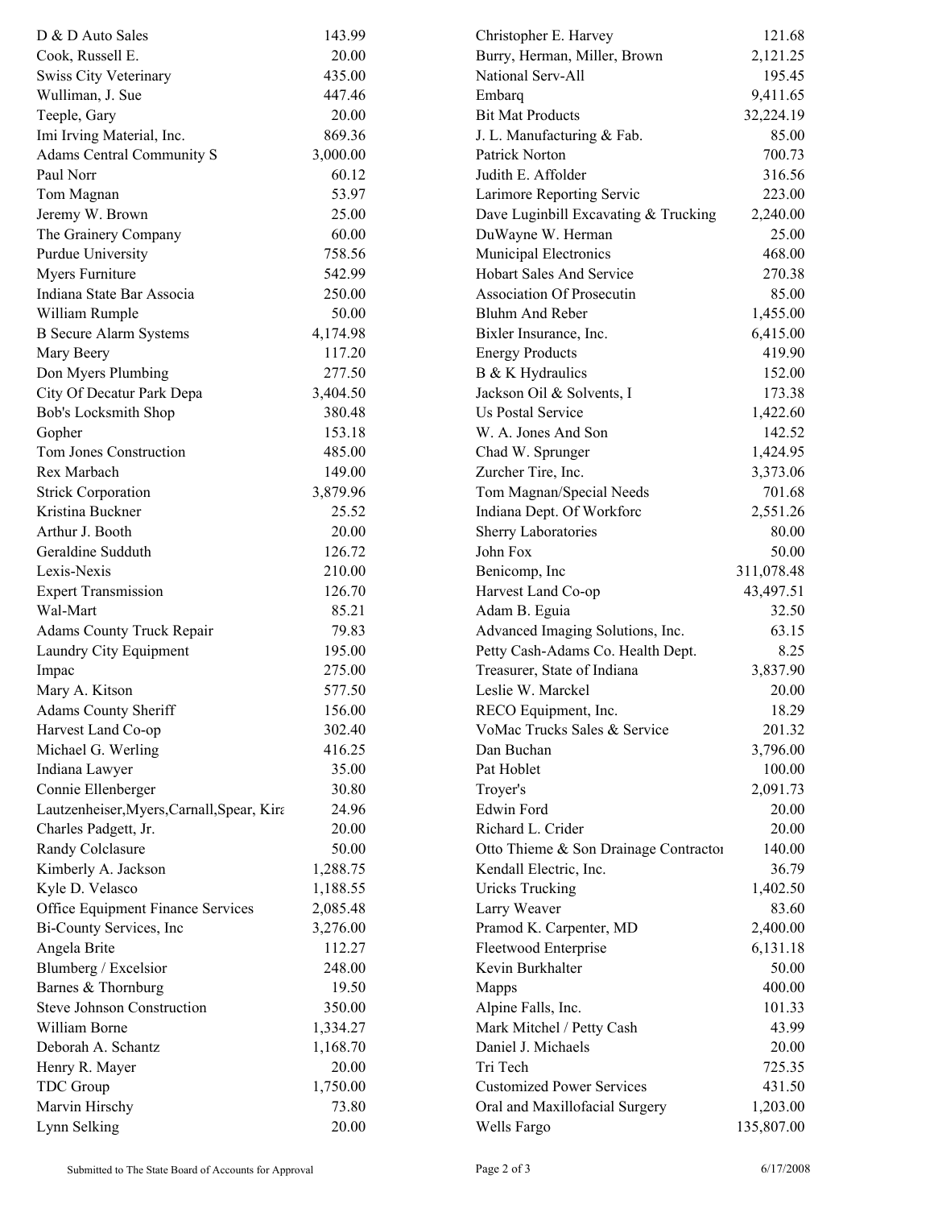| | | | |
|---|---|---|---|
| D & D Auto Sales | 143.99 | Christopher E. Harvey | 121.68 |
| Cook, Russell E. | 20.00 | Burry, Herman, Miller, Brown | 2,121.25 |
| Swiss City Veterinary | 435.00 | National Serv-All | 195.45 |
| Wulliman, J. Sue | 447.46 | Embarq | 9,411.65 |
| Teeple, Gary | 20.00 | Bit Mat Products | 32,224.19 |
| Imi Irving Material, Inc. | 869.36 | J. L. Manufacturing & Fab. | 85.00 |
| Adams Central Community S | 3,000.00 | Patrick Norton | 700.73 |
| Paul Norr | 60.12 | Judith E. Affolder | 316.56 |
| Tom Magnan | 53.97 | Larimore Reporting Servic | 223.00 |
| Jeremy W. Brown | 25.00 | Dave Luginbill Excavating & Trucking | 2,240.00 |
| The Grainery Company | 60.00 | DuWayne W. Herman | 25.00 |
| Purdue University | 758.56 | Municipal Electronics | 468.00 |
| Myers Furniture | 542.99 | Hobart Sales And Service | 270.38 |
| Indiana State Bar Associa | 250.00 | Association Of Prosecutin | 85.00 |
| William Rumple | 50.00 | Bluhm And Reber | 1,455.00 |
| B Secure Alarm Systems | 4,174.98 | Bixler Insurance, Inc. | 6,415.00 |
| Mary Beery | 117.20 | Energy Products | 419.90 |
| Don Myers Plumbing | 277.50 | B & K Hydraulics | 152.00 |
| City Of Decatur Park Depa | 3,404.50 | Jackson Oil & Solvents, I | 173.38 |
| Bob's Locksmith Shop | 380.48 | Us Postal Service | 1,422.60 |
| Gopher | 153.18 | W. A. Jones And Son | 142.52 |
| Tom Jones Construction | 485.00 | Chad W. Sprunger | 1,424.95 |
| Rex Marbach | 149.00 | Zurcher Tire, Inc. | 3,373.06 |
| Strick Corporation | 3,879.96 | Tom Magnan/Special Needs | 701.68 |
| Kristina Buckner | 25.52 | Indiana Dept. Of Workforc | 2,551.26 |
| Arthur J. Booth | 20.00 | Sherry Laboratories | 80.00 |
| Geraldine Sudduth | 126.72 | John Fox | 50.00 |
| Lexis-Nexis | 210.00 | Benicomp, Inc | 311,078.48 |
| Expert Transmission | 126.70 | Harvest Land Co-op | 43,497.51 |
| Wal-Mart | 85.21 | Adam B. Eguia | 32.50 |
| Adams County Truck Repair | 79.83 | Advanced Imaging Solutions, Inc. | 63.15 |
| Laundry City Equipment | 195.00 | Petty Cash-Adams Co. Health Dept. | 8.25 |
| Impac | 275.00 | Treasurer, State of Indiana | 3,837.90 |
| Mary A. Kitson | 577.50 | Leslie W. Marckel | 20.00 |
| Adams County Sheriff | 156.00 | RECO Equipment, Inc. | 18.29 |
| Harvest Land Co-op | 302.40 | VoMac Trucks Sales & Service | 201.32 |
| Michael G. Werling | 416.25 | Dan Buchan | 3,796.00 |
| Indiana Lawyer | 35.00 | Pat Hoblet | 100.00 |
| Connie Ellenberger | 30.80 | Troyer's | 2,091.73 |
| Lautzenheiser,Myers,Carnall,Spear, Kira | 24.96 | Edwin Ford | 20.00 |
| Charles Padgett, Jr. | 20.00 | Richard L. Crider | 20.00 |
| Randy Colclasure | 50.00 | Otto Thieme & Son Drainage Contractor | 140.00 |
| Kimberly A. Jackson | 1,288.75 | Kendall Electric, Inc. | 36.79 |
| Kyle D. Velasco | 1,188.55 | Uricks Trucking | 1,402.50 |
| Office Equipment Finance Services | 2,085.48 | Larry Weaver | 83.60 |
| Bi-County Services, Inc | 3,276.00 | Pramod K. Carpenter, MD | 2,400.00 |
| Angela Brite | 112.27 | Fleetwood Enterprise | 6,131.18 |
| Blumberg / Excelsior | 248.00 | Kevin Burkhalter | 50.00 |
| Barnes & Thornburg | 19.50 | Mapps | 400.00 |
| Steve Johnson Construction | 350.00 | Alpine Falls, Inc. | 101.33 |
| William Borne | 1,334.27 | Mark Mitchel / Petty Cash | 43.99 |
| Deborah A. Schantz | 1,168.70 | Daniel J. Michaels | 20.00 |
| Henry R. Mayer | 20.00 | Tri Tech | 725.35 |
| TDC Group | 1,750.00 | Customized Power Services | 431.50 |
| Marvin Hirschy | 73.80 | Oral and Maxillofacial Surgery | 1,203.00 |
| Lynn Selking | 20.00 | Wells Fargo | 135,807.00 |

Submitted to The State Board of Accounts for Approval — 6/17/2008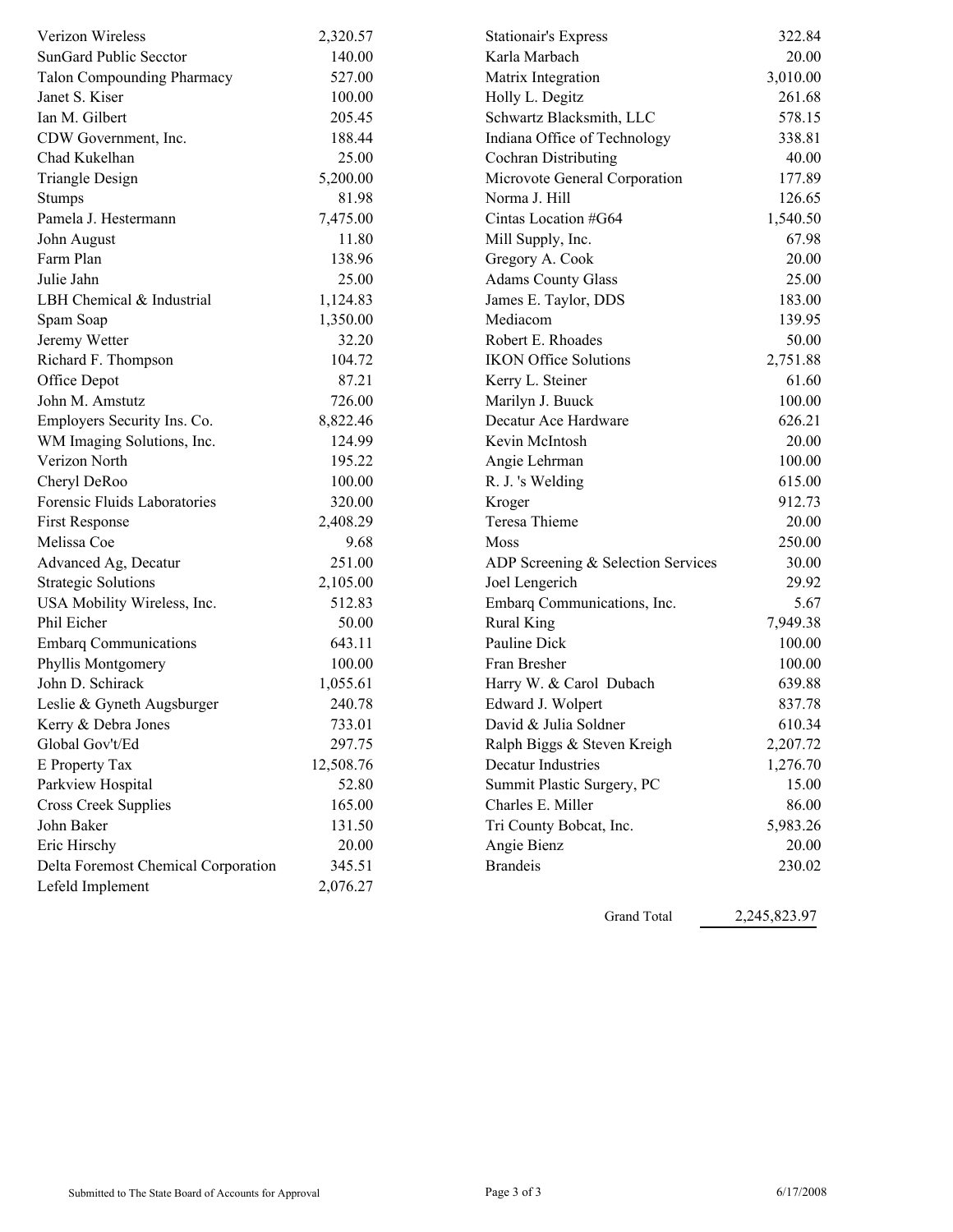| | | | |
|---|---|---|---|
| Verizon Wireless | 2,320.57 | Stationair's Express | 322.84 |
| SunGard Public Secctor | 140.00 | Karla Marbach | 20.00 |
| Talon Compounding Pharmacy | 527.00 | Matrix Integration | 3,010.00 |
| Janet S. Kiser | 100.00 | Holly L. Degitz | 261.68 |
| Ian M. Gilbert | 205.45 | Schwartz Blacksmith, LLC | 578.15 |
| CDW Government, Inc. | 188.44 | Indiana Office of Technology | 338.81 |
| Chad Kukelhan | 25.00 | Cochran Distributing | 40.00 |
| Triangle Design | 5,200.00 | Microvote General Corporation | 177.89 |
| Stumps | 81.98 | Norma J. Hill | 126.65 |
| Pamela J. Hestermann | 7,475.00 | Cintas Location #G64 | 1,540.50 |
| John August | 11.80 | Mill Supply, Inc. | 67.98 |
| Farm Plan | 138.96 | Gregory A. Cook | 20.00 |
| Julie Jahn | 25.00 | Adams County Glass | 25.00 |
| LBH Chemical & Industrial | 1,124.83 | James E. Taylor, DDS | 183.00 |
| Spam Soap | 1,350.00 | Mediacom | 139.95 |
| Jeremy Wetter | 32.20 | Robert E. Rhoades | 50.00 |
| Richard F. Thompson | 104.72 | IKON Office Solutions | 2,751.88 |
| Office Depot | 87.21 | Kerry L. Steiner | 61.60 |
| John M. Amstutz | 726.00 | Marilyn J. Buuck | 100.00 |
| Employers Security Ins. Co. | 8,822.46 | Decatur Ace Hardware | 626.21 |
| WM Imaging Solutions, Inc. | 124.99 | Kevin McIntosh | 20.00 |
| Verizon North | 195.22 | Angie Lehrman | 100.00 |
| Cheryl DeRoo | 100.00 | R. J. 's Welding | 615.00 |
| Forensic Fluids Laboratories | 320.00 | Kroger | 912.73 |
| First Response | 2,408.29 | Teresa Thieme | 20.00 |
| Melissa Coe | 9.68 | Moss | 250.00 |
| Advanced Ag, Decatur | 251.00 | ADP Screening & Selection Services | 30.00 |
| Strategic Solutions | 2,105.00 | Joel Lengerich | 29.92 |
| USA Mobility Wireless, Inc. | 512.83 | Embarq Communications, Inc. | 5.67 |
| Phil Eicher | 50.00 | Rural King | 7,949.38 |
| Embarq Communications | 643.11 | Pauline Dick | 100.00 |
| Phyllis Montgomery | 100.00 | Fran Bresher | 100.00 |
| John D. Schirack | 1,055.61 | Harry W. & Carol Dubach | 639.88 |
| Leslie & Gyneth Augsburger | 240.78 | Edward J. Wolpert | 837.78 |
| Kerry & Debra Jones | 733.01 | David & Julia Soldner | 610.34 |
| Global Gov't/Ed | 297.75 | Ralph Biggs & Steven Kreigh | 2,207.72 |
| E Property Tax | 12,508.76 | Decatur Industries | 1,276.70 |
| Parkview Hospital | 52.80 | Summit Plastic Surgery, PC | 15.00 |
| Cross Creek Supplies | 165.00 | Charles E. Miller | 86.00 |
| John Baker | 131.50 | Tri County Bobcat, Inc. | 5,983.26 |
| Eric Hirschy | 20.00 | Angie Bienz | 20.00 |
| Delta Foremost Chemical Corporation | 345.51 | Brandeis | 230.02 |
| Lefeld Implement | 2,076.27 | | |
| | | Grand Total | 2,245,823.97 |

Submitted to The State Board of Accounts for Approval 6/17/2008